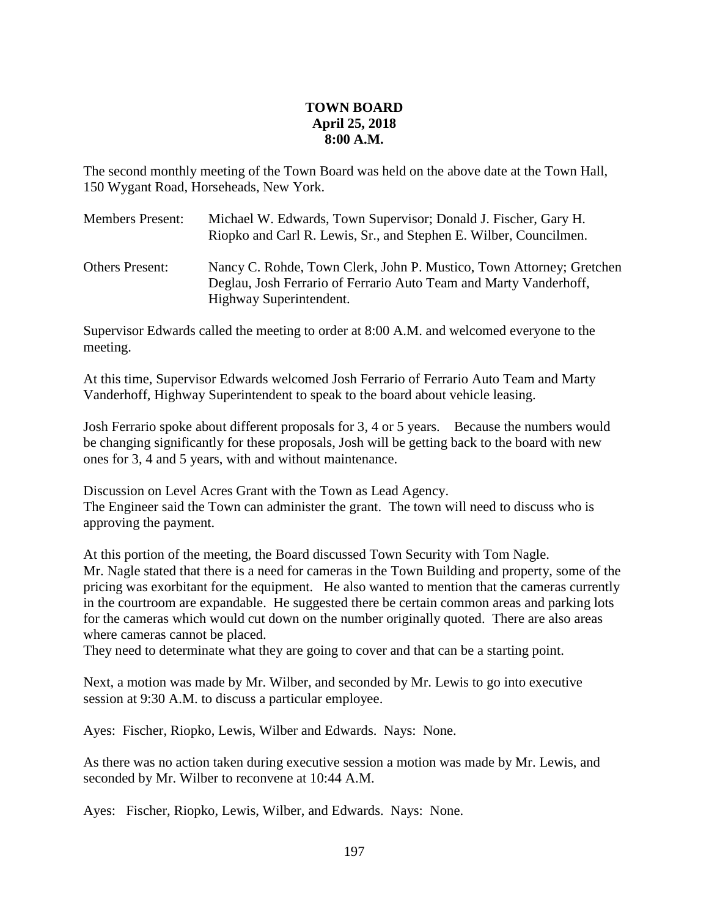**TOWN BOARD**
**April 25, 2018**
**8:00 A.M.**

The second monthly meeting of the Town Board was held on the above date at the Town Hall, 150 Wygant Road, Horseheads, New York.

| | |
|---|---|
| Members Present: | Michael W. Edwards, Town Supervisor; Donald J. Fischer, Gary H. Riopko and Carl R. Lewis, Sr., and Stephen E. Wilber, Councilmen. |
| Others Present: | Nancy C. Rohde, Town Clerk, John P. Mustico, Town Attorney; Gretchen Deglau, Josh Ferrario of Ferrario Auto Team and Marty Vanderhoff, Highway Superintendent. |

Supervisor Edwards called the meeting to order at 8:00 A.M. and welcomed everyone to the meeting.

At this time, Supervisor Edwards welcomed Josh Ferrario of Ferrario Auto Team and Marty Vanderhoff, Highway Superintendent to speak to the board about vehicle leasing.

Josh Ferrario spoke about different proposals for 3, 4 or 5 years. Because the numbers would be changing significantly for these proposals, Josh will be getting back to the board with new ones for 3, 4 and 5 years, with and without maintenance.

Discussion on Level Acres Grant with the Town as Lead Agency.
The Engineer said the Town can administer the grant. The town will need to discuss who is approving the payment.

At this portion of the meeting, the Board discussed Town Security with Tom Nagle.
Mr. Nagle stated that there is a need for cameras in the Town Building and property, some of the pricing was exorbitant for the equipment. He also wanted to mention that the cameras currently in the courtroom are expandable. He suggested there be certain common areas and parking lots for the cameras which would cut down on the number originally quoted. There are also areas where cameras cannot be placed.
They need to determinate what they are going to cover and that can be a starting point.

Next, a motion was made by Mr. Wilber, and seconded by Mr. Lewis to go into executive session at 9:30 A.M. to discuss a particular employee.

Ayes: Fischer, Riopko, Lewis, Wilber and Edwards. Nays: None.

As there was no action taken during executive session a motion was made by Mr. Lewis, and seconded by Mr. Wilber to reconvene at 10:44 A.M.

Ayes: Fischer, Riopko, Lewis, Wilber, and Edwards. Nays: None.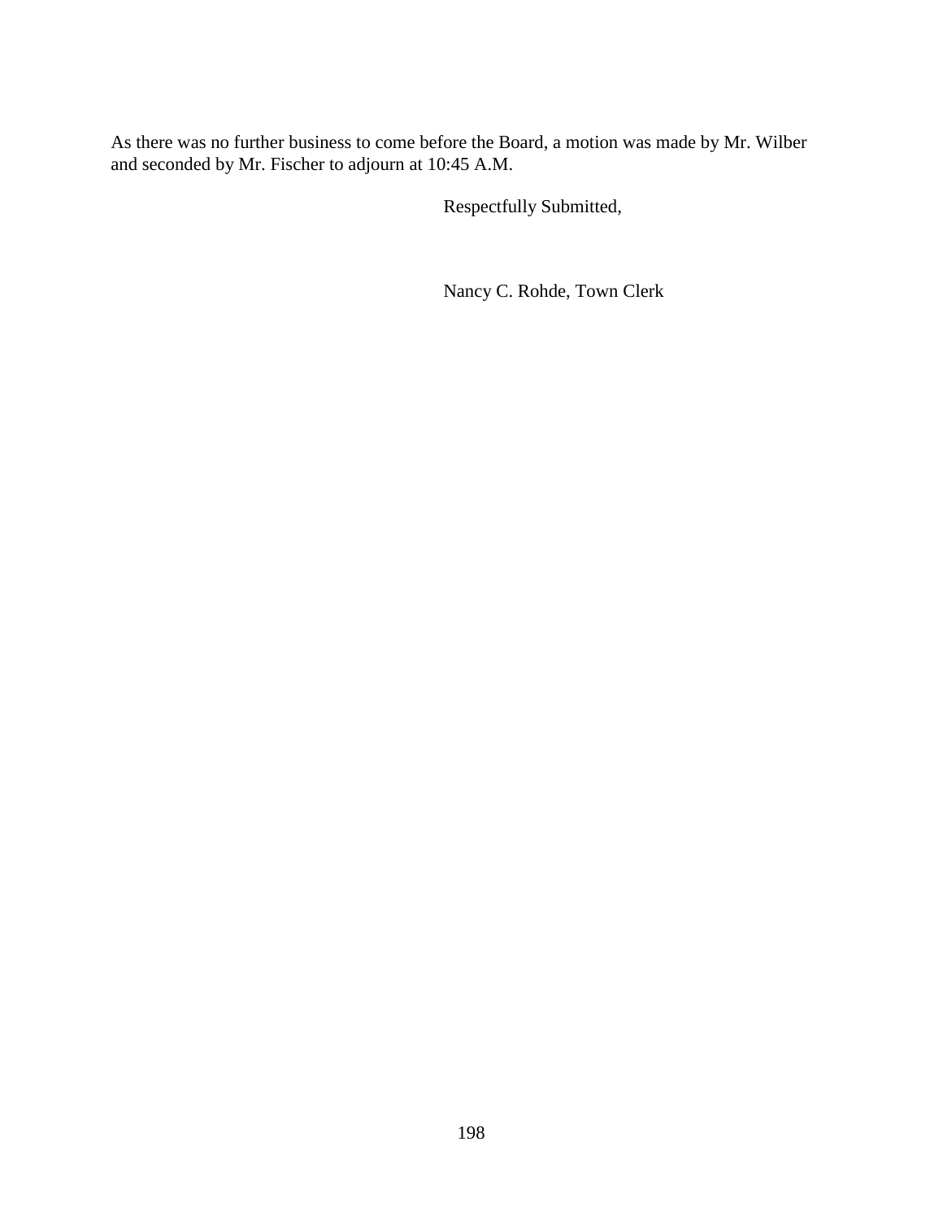As there was no further business to come before the Board, a motion was made by Mr. Wilber and seconded by Mr. Fischer to adjourn at 10:45 A.M.

Respectfully Submitted,

Nancy C. Rohde, Town Clerk